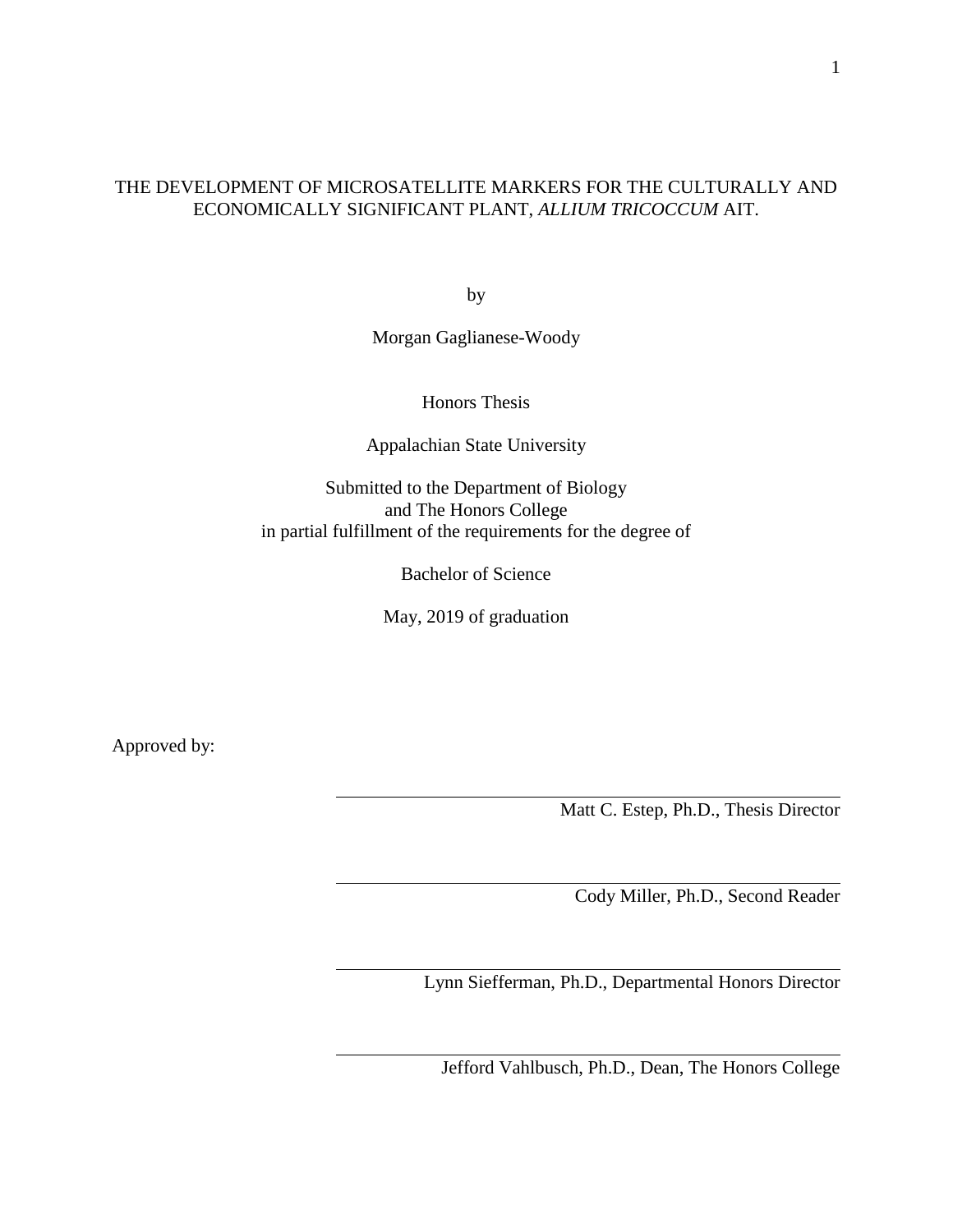# THE DEVELOPMENT OF MICROSATELLITE MARKERS FOR THE CULTURALLY AND ECONOMICALLY SIGNIFICANT PLANT, *ALLIUM TRICOCCUM* AIT.

by

Morgan Gaglianese-Woody

Honors Thesis

Appalachian State University

Submitted to the Department of Biology
and The Honors College
in partial fulfillment of the requirements for the degree of

Bachelor of Science

May, 2019 of graduation

Approved by:

Matt C. Estep, Ph.D., Thesis Director

Cody Miller, Ph.D., Second Reader

Lynn Siefferman, Ph.D., Departmental Honors Director

Jefford Vahlbusch, Ph.D., Dean, The Honors College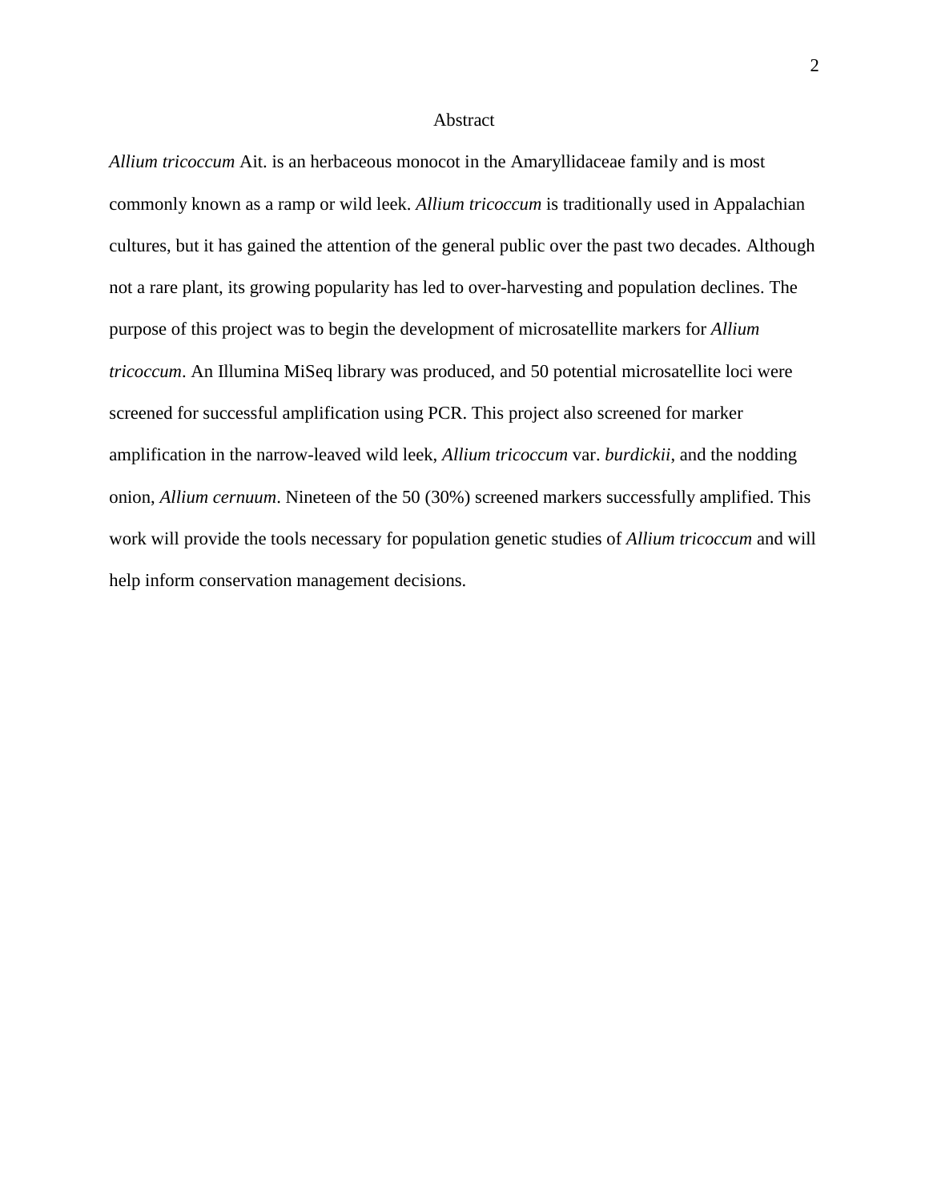# Abstract

*Allium tricoccum* Ait. is an herbaceous monocot in the Amaryllidaceae family and is most commonly known as a ramp or wild leek. *Allium tricoccum* is traditionally used in Appalachian cultures, but it has gained the attention of the general public over the past two decades. Although not a rare plant, its growing popularity has led to over-harvesting and population declines. The purpose of this project was to begin the development of microsatellite markers for *Allium tricoccum*. An Illumina MiSeq library was produced, and 50 potential microsatellite loci were screened for successful amplification using PCR. This project also screened for marker amplification in the narrow-leaved wild leek, *Allium tricoccum* var. *burdickii*, and the nodding onion, *Allium cernuum*. Nineteen of the 50 (30%) screened markers successfully amplified. This work will provide the tools necessary for population genetic studies of *Allium tricoccum* and will help inform conservation management decisions.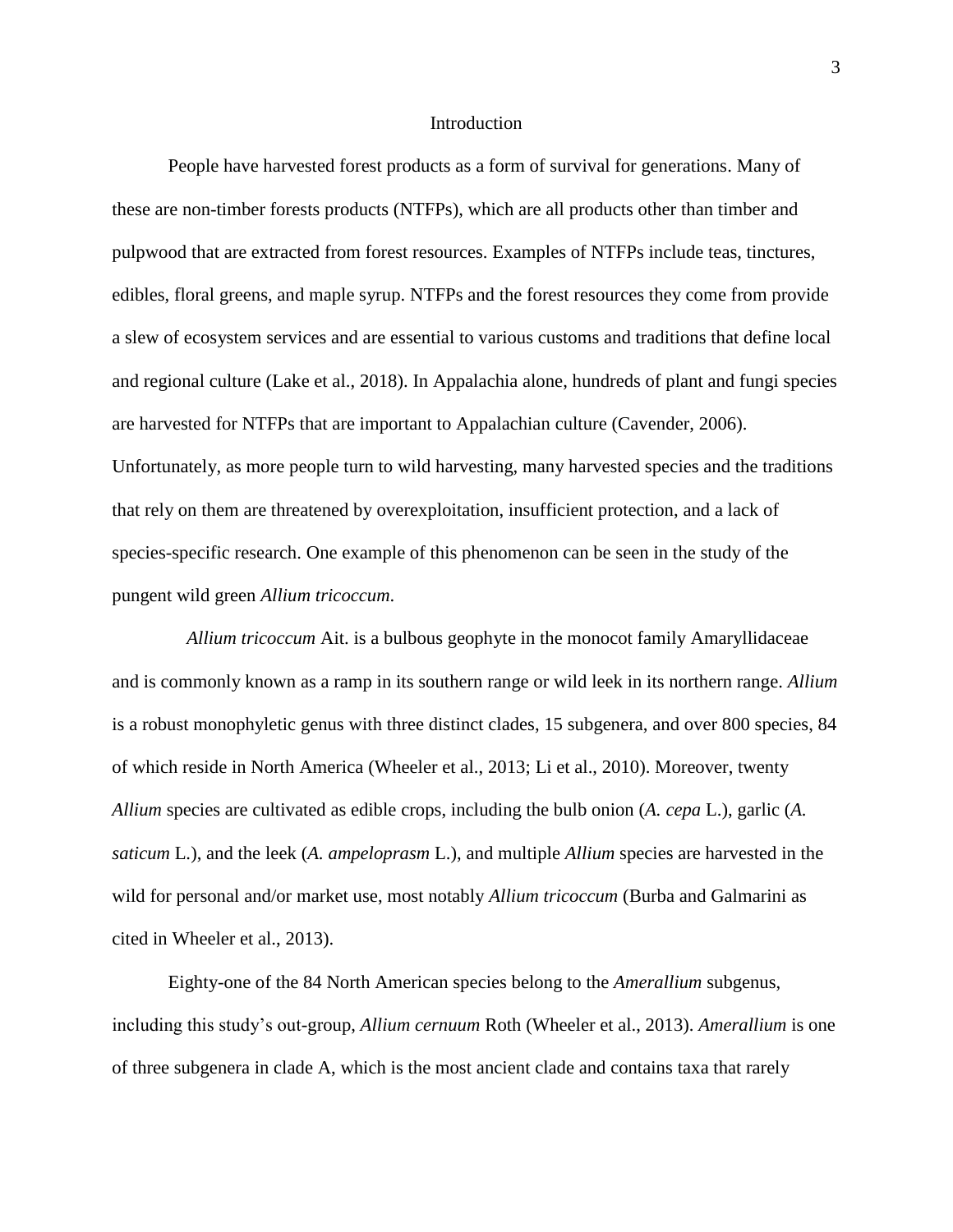## Introduction

People have harvested forest products as a form of survival for generations. Many of these are non-timber forests products (NTFPs), which are all products other than timber and pulpwood that are extracted from forest resources. Examples of NTFPs include teas, tinctures, edibles, floral greens, and maple syrup. NTFPs and the forest resources they come from provide a slew of ecosystem services and are essential to various customs and traditions that define local and regional culture (Lake et al., 2018). In Appalachia alone, hundreds of plant and fungi species are harvested for NTFPs that are important to Appalachian culture (Cavender, 2006). Unfortunately, as more people turn to wild harvesting, many harvested species and the traditions that rely on them are threatened by overexploitation, insufficient protection, and a lack of species-specific research. One example of this phenomenon can be seen in the study of the pungent wild green *Allium tricoccum*.

*Allium tricoccum* Ait. is a bulbous geophyte in the monocot family Amaryllidaceae and is commonly known as a ramp in its southern range or wild leek in its northern range. *Allium* is a robust monophyletic genus with three distinct clades, 15 subgenera, and over 800 species, 84 of which reside in North America (Wheeler et al., 2013; Li et al., 2010). Moreover, twenty *Allium* species are cultivated as edible crops, including the bulb onion (*A. cepa* L.), garlic (*A. saticum* L.), and the leek (*A. ampeloprasm* L.), and multiple *Allium* species are harvested in the wild for personal and/or market use, most notably *Allium tricoccum* (Burba and Galmarini as cited in Wheeler et al., 2013).

Eighty-one of the 84 North American species belong to the *Amerallium* subgenus, including this study's out-group, *Allium cernuum* Roth (Wheeler et al., 2013). *Amerallium* is one of three subgenera in clade A, which is the most ancient clade and contains taxa that rarely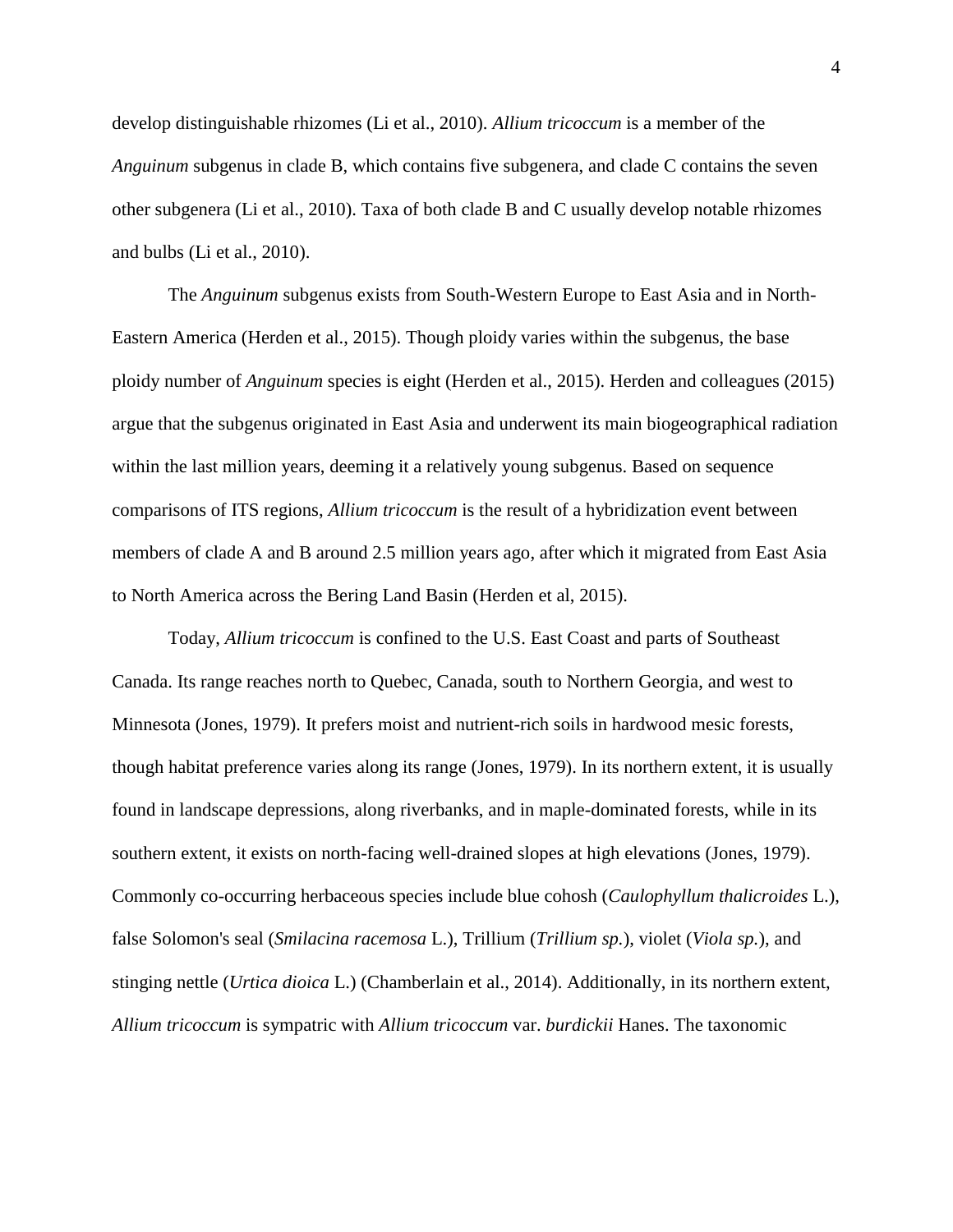develop distinguishable rhizomes (Li et al., 2010). *Allium tricoccum* is a member of the *Anguinum* subgenus in clade B, which contains five subgenera, and clade C contains the seven other subgenera (Li et al., 2010). Taxa of both clade B and C usually develop notable rhizomes and bulbs (Li et al., 2010).

The *Anguinum* subgenus exists from South-Western Europe to East Asia and in North-Eastern America (Herden et al., 2015). Though ploidy varies within the subgenus, the base ploidy number of *Anguinum* species is eight (Herden et al., 2015). Herden and colleagues (2015) argue that the subgenus originated in East Asia and underwent its main biogeographical radiation within the last million years, deeming it a relatively young subgenus. Based on sequence comparisons of ITS regions, *Allium tricoccum* is the result of a hybridization event between members of clade A and B around 2.5 million years ago, after which it migrated from East Asia to North America across the Bering Land Basin (Herden et al, 2015).

Today, *Allium tricoccum* is confined to the U.S. East Coast and parts of Southeast Canada. Its range reaches north to Quebec, Canada, south to Northern Georgia, and west to Minnesota (Jones, 1979). It prefers moist and nutrient-rich soils in hardwood mesic forests, though habitat preference varies along its range (Jones, 1979). In its northern extent, it is usually found in landscape depressions, along riverbanks, and in maple-dominated forests, while in its southern extent, it exists on north-facing well-drained slopes at high elevations (Jones, 1979). Commonly co-occurring herbaceous species include blue cohosh (*Caulophyllum thalicroides* L.), false Solomon's seal (*Smilacina racemosa* L.), Trillium (*Trillium sp.*), violet (*Viola sp.*), and stinging nettle (*Urtica dioica* L.) (Chamberlain et al., 2014). Additionally, in its northern extent, *Allium tricoccum* is sympatric with *Allium tricoccum* var. *burdickii* Hanes. The taxonomic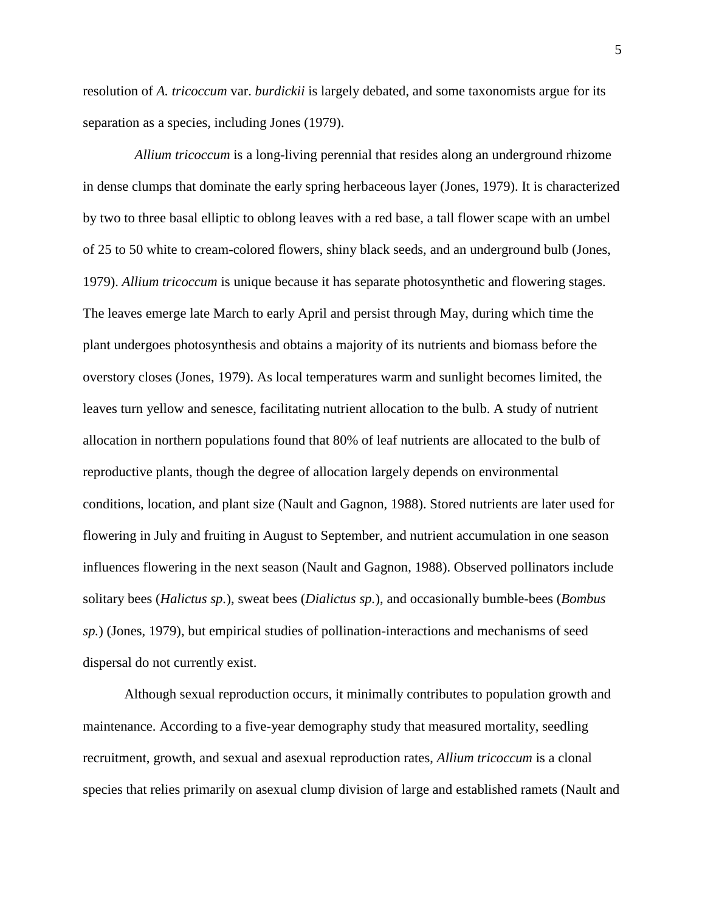resolution of *A. tricoccum* var. *burdickii* is largely debated, and some taxonomists argue for its separation as a species, including Jones (1979).

*Allium tricoccum* is a long-living perennial that resides along an underground rhizome in dense clumps that dominate the early spring herbaceous layer (Jones, 1979). It is characterized by two to three basal elliptic to oblong leaves with a red base, a tall flower scape with an umbel of 25 to 50 white to cream-colored flowers, shiny black seeds, and an underground bulb (Jones, 1979). *Allium tricoccum* is unique because it has separate photosynthetic and flowering stages. The leaves emerge late March to early April and persist through May, during which time the plant undergoes photosynthesis and obtains a majority of its nutrients and biomass before the overstory closes (Jones, 1979). As local temperatures warm and sunlight becomes limited, the leaves turn yellow and senesce, facilitating nutrient allocation to the bulb. A study of nutrient allocation in northern populations found that 80% of leaf nutrients are allocated to the bulb of reproductive plants, though the degree of allocation largely depends on environmental conditions, location, and plant size (Nault and Gagnon, 1988). Stored nutrients are later used for flowering in July and fruiting in August to September, and nutrient accumulation in one season influences flowering in the next season (Nault and Gagnon, 1988). Observed pollinators include solitary bees (*Halictus sp.*), sweat bees (*Dialictus sp.*), and occasionally bumble-bees (*Bombus sp.*) (Jones, 1979), but empirical studies of pollination-interactions and mechanisms of seed dispersal do not currently exist.

Although sexual reproduction occurs, it minimally contributes to population growth and maintenance. According to a five-year demography study that measured mortality, seedling recruitment, growth, and sexual and asexual reproduction rates, *Allium tricoccum* is a clonal species that relies primarily on asexual clump division of large and established ramets (Nault and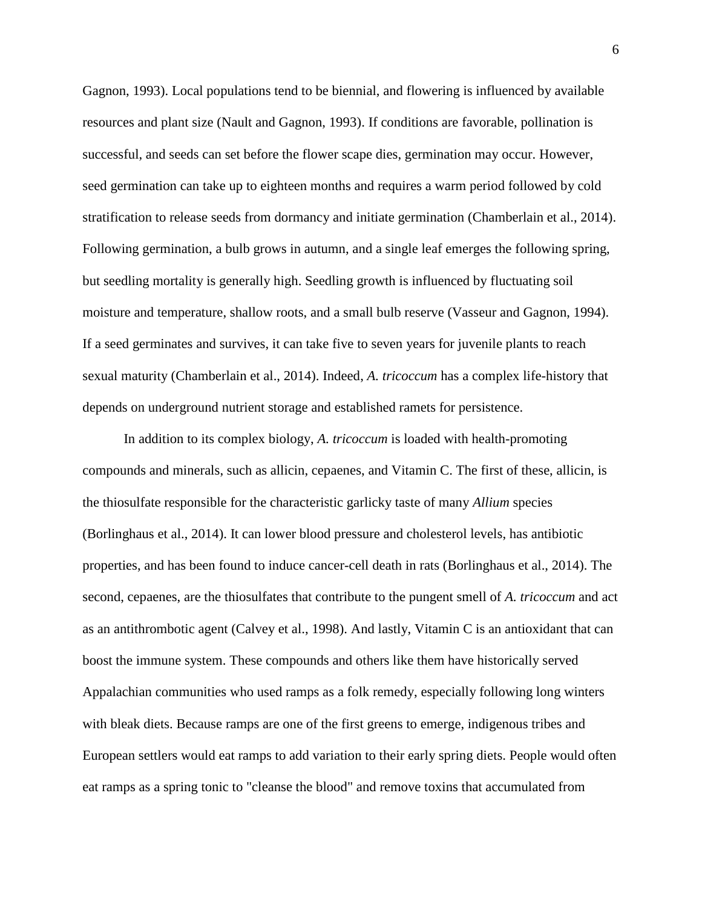Gagnon, 1993). Local populations tend to be biennial, and flowering is influenced by available resources and plant size (Nault and Gagnon, 1993). If conditions are favorable, pollination is successful, and seeds can set before the flower scape dies, germination may occur. However, seed germination can take up to eighteen months and requires a warm period followed by cold stratification to release seeds from dormancy and initiate germination (Chamberlain et al., 2014). Following germination, a bulb grows in autumn, and a single leaf emerges the following spring, but seedling mortality is generally high. Seedling growth is influenced by fluctuating soil moisture and temperature, shallow roots, and a small bulb reserve (Vasseur and Gagnon, 1994). If a seed germinates and survives, it can take five to seven years for juvenile plants to reach sexual maturity (Chamberlain et al., 2014). Indeed, *A. tricoccum* has a complex life-history that depends on underground nutrient storage and established ramets for persistence.

In addition to its complex biology, *A. tricoccum* is loaded with health-promoting compounds and minerals, such as allicin, cepaenes, and Vitamin C. The first of these, allicin, is the thiosulfate responsible for the characteristic garlicky taste of many *Allium* species (Borlinghaus et al., 2014). It can lower blood pressure and cholesterol levels, has antibiotic properties, and has been found to induce cancer-cell death in rats (Borlinghaus et al., 2014). The second, cepaenes, are the thiosulfates that contribute to the pungent smell of *A. tricoccum* and act as an antithrombotic agent (Calvey et al., 1998). And lastly, Vitamin C is an antioxidant that can boost the immune system. These compounds and others like them have historically served Appalachian communities who used ramps as a folk remedy, especially following long winters with bleak diets. Because ramps are one of the first greens to emerge, indigenous tribes and European settlers would eat ramps to add variation to their early spring diets. People would often eat ramps as a spring tonic to "cleanse the blood" and remove toxins that accumulated from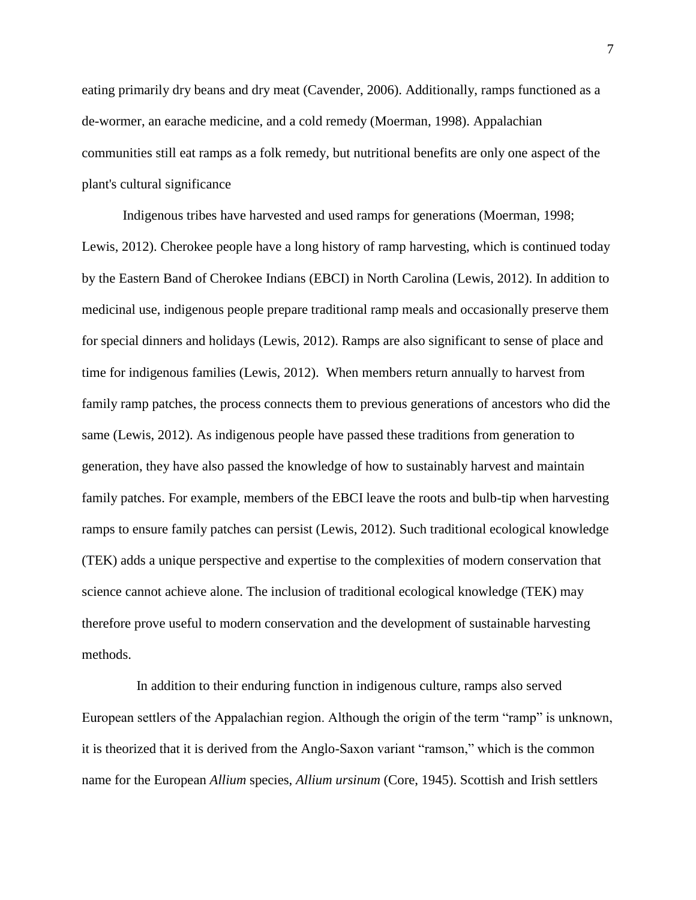eating primarily dry beans and dry meat (Cavender, 2006). Additionally, ramps functioned as a de-wormer, an earache medicine, and a cold remedy (Moerman, 1998). Appalachian communities still eat ramps as a folk remedy, but nutritional benefits are only one aspect of the plant's cultural significance

Indigenous tribes have harvested and used ramps for generations (Moerman, 1998; Lewis, 2012). Cherokee people have a long history of ramp harvesting, which is continued today by the Eastern Band of Cherokee Indians (EBCI) in North Carolina (Lewis, 2012). In addition to medicinal use, indigenous people prepare traditional ramp meals and occasionally preserve them for special dinners and holidays (Lewis, 2012). Ramps are also significant to sense of place and time for indigenous families (Lewis, 2012). When members return annually to harvest from family ramp patches, the process connects them to previous generations of ancestors who did the same (Lewis, 2012). As indigenous people have passed these traditions from generation to generation, they have also passed the knowledge of how to sustainably harvest and maintain family patches. For example, members of the EBCI leave the roots and bulb-tip when harvesting ramps to ensure family patches can persist (Lewis, 2012). Such traditional ecological knowledge (TEK) adds a unique perspective and expertise to the complexities of modern conservation that science cannot achieve alone. The inclusion of traditional ecological knowledge (TEK) may therefore prove useful to modern conservation and the development of sustainable harvesting methods.

In addition to their enduring function in indigenous culture, ramps also served European settlers of the Appalachian region. Although the origin of the term "ramp" is unknown, it is theorized that it is derived from the Anglo-Saxon variant "ramson," which is the common name for the European *Allium* species, *Allium ursinum* (Core, 1945). Scottish and Irish settlers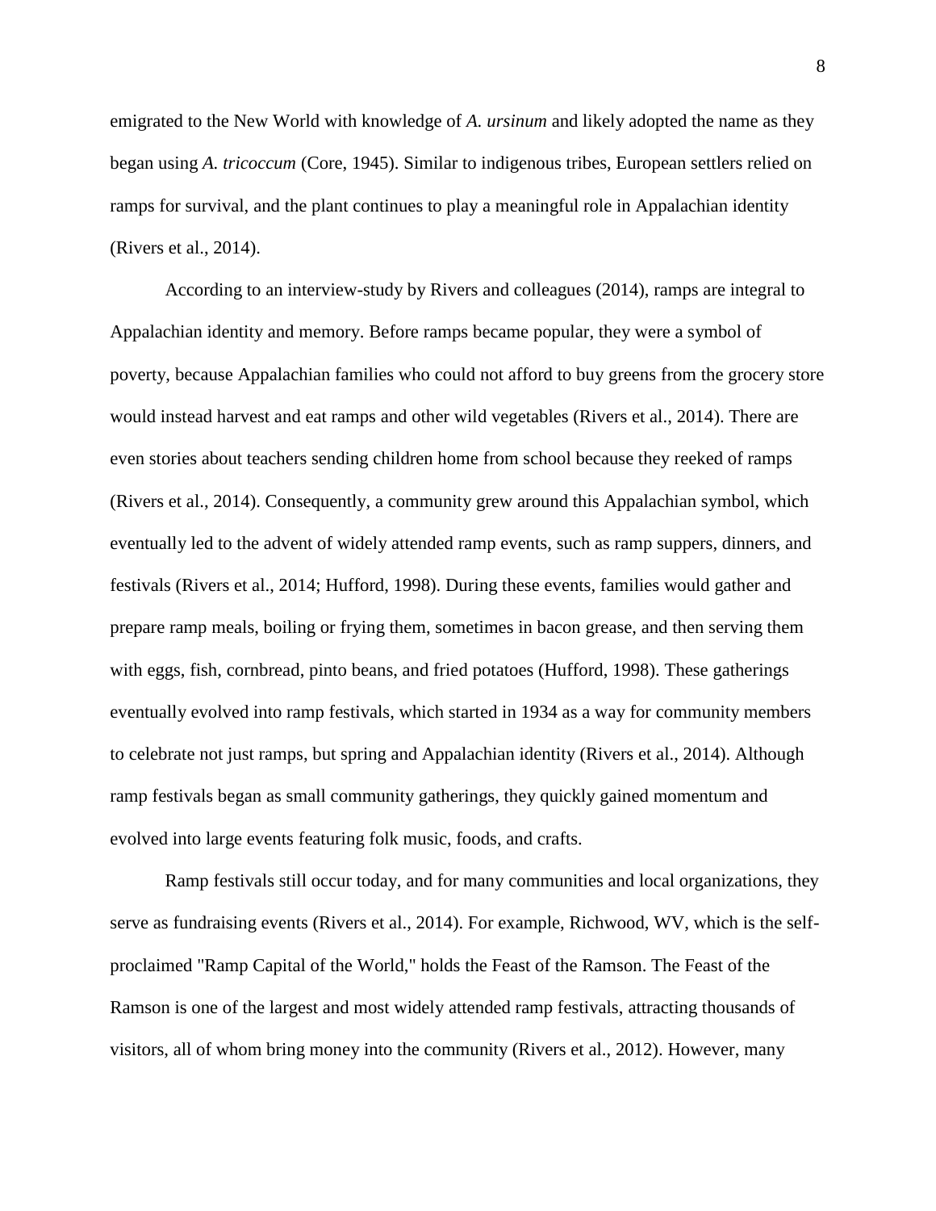emigrated to the New World with knowledge of *A. ursinum* and likely adopted the name as they began using *A. tricoccum* (Core, 1945). Similar to indigenous tribes, European settlers relied on ramps for survival, and the plant continues to play a meaningful role in Appalachian identity (Rivers et al., 2014).

According to an interview-study by Rivers and colleagues (2014), ramps are integral to Appalachian identity and memory. Before ramps became popular, they were a symbol of poverty, because Appalachian families who could not afford to buy greens from the grocery store would instead harvest and eat ramps and other wild vegetables (Rivers et al., 2014). There are even stories about teachers sending children home from school because they reeked of ramps (Rivers et al., 2014). Consequently, a community grew around this Appalachian symbol, which eventually led to the advent of widely attended ramp events, such as ramp suppers, dinners, and festivals (Rivers et al., 2014; Hufford, 1998). During these events, families would gather and prepare ramp meals, boiling or frying them, sometimes in bacon grease, and then serving them with eggs, fish, cornbread, pinto beans, and fried potatoes (Hufford, 1998). These gatherings eventually evolved into ramp festivals, which started in 1934 as a way for community members to celebrate not just ramps, but spring and Appalachian identity (Rivers et al., 2014). Although ramp festivals began as small community gatherings, they quickly gained momentum and evolved into large events featuring folk music, foods, and crafts.

Ramp festivals still occur today, and for many communities and local organizations, they serve as fundraising events (Rivers et al., 2014). For example, Richwood, WV, which is the self-proclaimed "Ramp Capital of the World," holds the Feast of the Ramson. The Feast of the Ramson is one of the largest and most widely attended ramp festivals, attracting thousands of visitors, all of whom bring money into the community (Rivers et al., 2012). However, many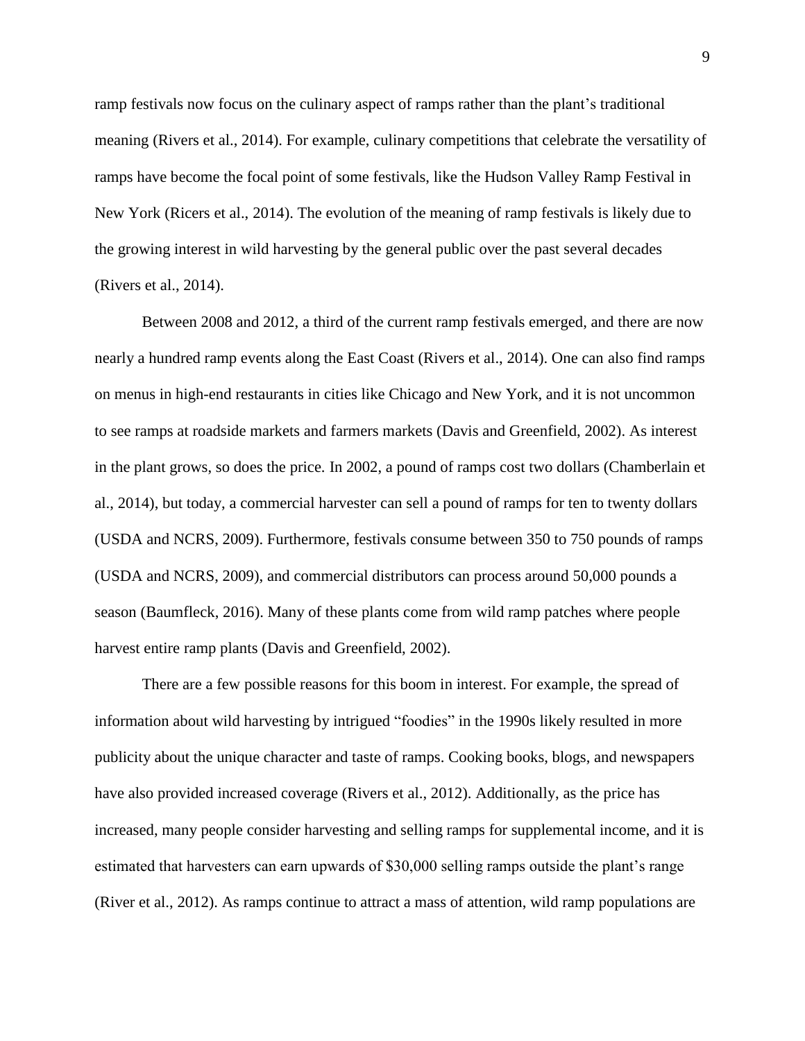ramp festivals now focus on the culinary aspect of ramps rather than the plant's traditional meaning (Rivers et al., 2014). For example, culinary competitions that celebrate the versatility of ramps have become the focal point of some festivals, like the Hudson Valley Ramp Festival in New York (Ricers et al., 2014). The evolution of the meaning of ramp festivals is likely due to the growing interest in wild harvesting by the general public over the past several decades (Rivers et al., 2014).

Between 2008 and 2012, a third of the current ramp festivals emerged, and there are now nearly a hundred ramp events along the East Coast (Rivers et al., 2014). One can also find ramps on menus in high-end restaurants in cities like Chicago and New York, and it is not uncommon to see ramps at roadside markets and farmers markets (Davis and Greenfield, 2002). As interest in the plant grows, so does the price. In 2002, a pound of ramps cost two dollars (Chamberlain et al., 2014), but today, a commercial harvester can sell a pound of ramps for ten to twenty dollars (USDA and NCRS, 2009). Furthermore, festivals consume between 350 to 750 pounds of ramps (USDA and NCRS, 2009), and commercial distributors can process around 50,000 pounds a season (Baumfleck, 2016). Many of these plants come from wild ramp patches where people harvest entire ramp plants (Davis and Greenfield, 2002).

There are a few possible reasons for this boom in interest. For example, the spread of information about wild harvesting by intrigued "foodies" in the 1990s likely resulted in more publicity about the unique character and taste of ramps. Cooking books, blogs, and newspapers have also provided increased coverage (Rivers et al., 2012). Additionally, as the price has increased, many people consider harvesting and selling ramps for supplemental income, and it is estimated that harvesters can earn upwards of $30,000 selling ramps outside the plant's range (River et al., 2012). As ramps continue to attract a mass of attention, wild ramp populations are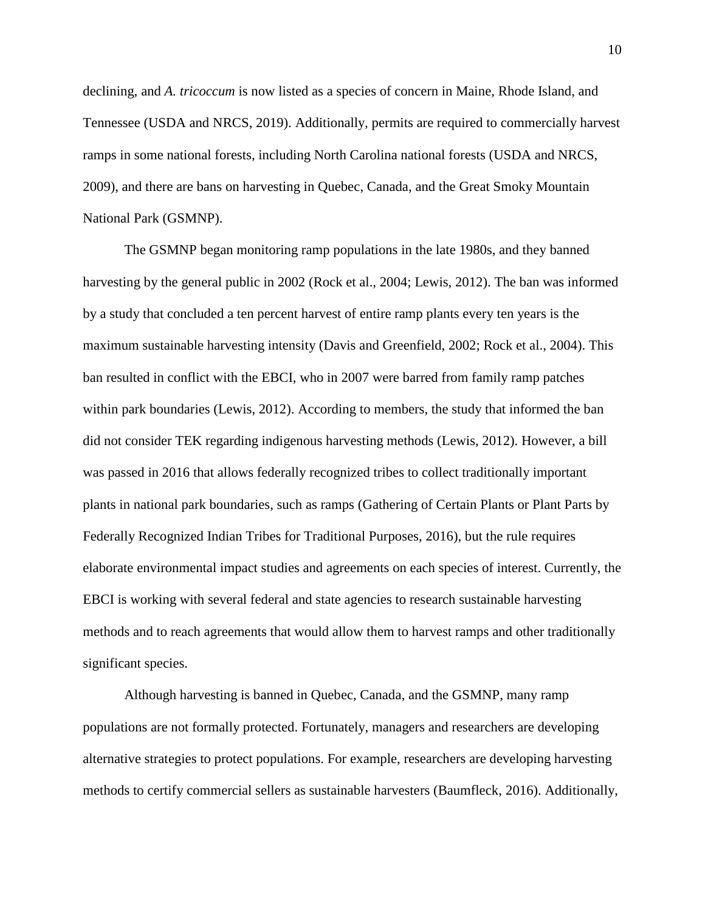declining, and *A. tricoccum* is now listed as a species of concern in Maine, Rhode Island, and Tennessee (USDA and NRCS, 2019). Additionally, permits are required to commercially harvest ramps in some national forests, including North Carolina national forests (USDA and NRCS, 2009), and there are bans on harvesting in Quebec, Canada, and the Great Smoky Mountain National Park (GSMNP).

The GSMNP began monitoring ramp populations in the late 1980s, and they banned harvesting by the general public in 2002 (Rock et al., 2004; Lewis, 2012). The ban was informed by a study that concluded a ten percent harvest of entire ramp plants every ten years is the maximum sustainable harvesting intensity (Davis and Greenfield, 2002; Rock et al., 2004). This ban resulted in conflict with the EBCI, who in 2007 were barred from family ramp patches within park boundaries (Lewis, 2012). According to members, the study that informed the ban did not consider TEK regarding indigenous harvesting methods (Lewis, 2012). However, a bill was passed in 2016 that allows federally recognized tribes to collect traditionally important plants in national park boundaries, such as ramps (Gathering of Certain Plants or Plant Parts by Federally Recognized Indian Tribes for Traditional Purposes, 2016), but the rule requires elaborate environmental impact studies and agreements on each species of interest. Currently, the EBCI is working with several federal and state agencies to research sustainable harvesting methods and to reach agreements that would allow them to harvest ramps and other traditionally significant species.

Although harvesting is banned in Quebec, Canada, and the GSMNP, many ramp populations are not formally protected. Fortunately, managers and researchers are developing alternative strategies to protect populations. For example, researchers are developing harvesting methods to certify commercial sellers as sustainable harvesters (Baumfleck, 2016). Additionally,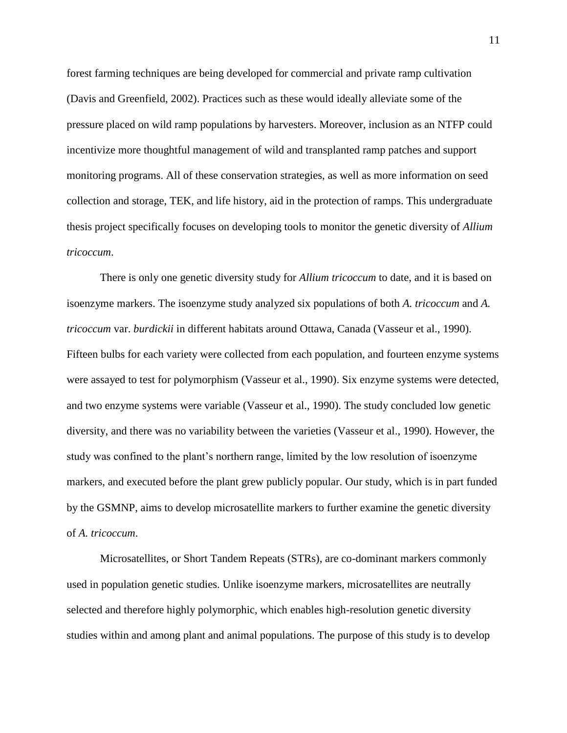forest farming techniques are being developed for commercial and private ramp cultivation (Davis and Greenfield, 2002). Practices such as these would ideally alleviate some of the pressure placed on wild ramp populations by harvesters. Moreover, inclusion as an NTFP could incentivize more thoughtful management of wild and transplanted ramp patches and support monitoring programs. All of these conservation strategies, as well as more information on seed collection and storage, TEK, and life history, aid in the protection of ramps. This undergraduate thesis project specifically focuses on developing tools to monitor the genetic diversity of *Allium tricoccum*.

There is only one genetic diversity study for *Allium tricoccum* to date, and it is based on isoenzyme markers. The isoenzyme study analyzed six populations of both *A. tricoccum* and *A. tricoccum* var. *burdickii* in different habitats around Ottawa, Canada (Vasseur et al., 1990). Fifteen bulbs for each variety were collected from each population, and fourteen enzyme systems were assayed to test for polymorphism (Vasseur et al., 1990). Six enzyme systems were detected, and two enzyme systems were variable (Vasseur et al., 1990). The study concluded low genetic diversity, and there was no variability between the varieties (Vasseur et al., 1990). However, the study was confined to the plant's northern range, limited by the low resolution of isoenzyme markers, and executed before the plant grew publicly popular. Our study, which is in part funded by the GSMNP, aims to develop microsatellite markers to further examine the genetic diversity of *A. tricoccum*.

Microsatellites, or Short Tandem Repeats (STRs), are co-dominant markers commonly used in population genetic studies. Unlike isoenzyme markers, microsatellites are neutrally selected and therefore highly polymorphic, which enables high-resolution genetic diversity studies within and among plant and animal populations. The purpose of this study is to develop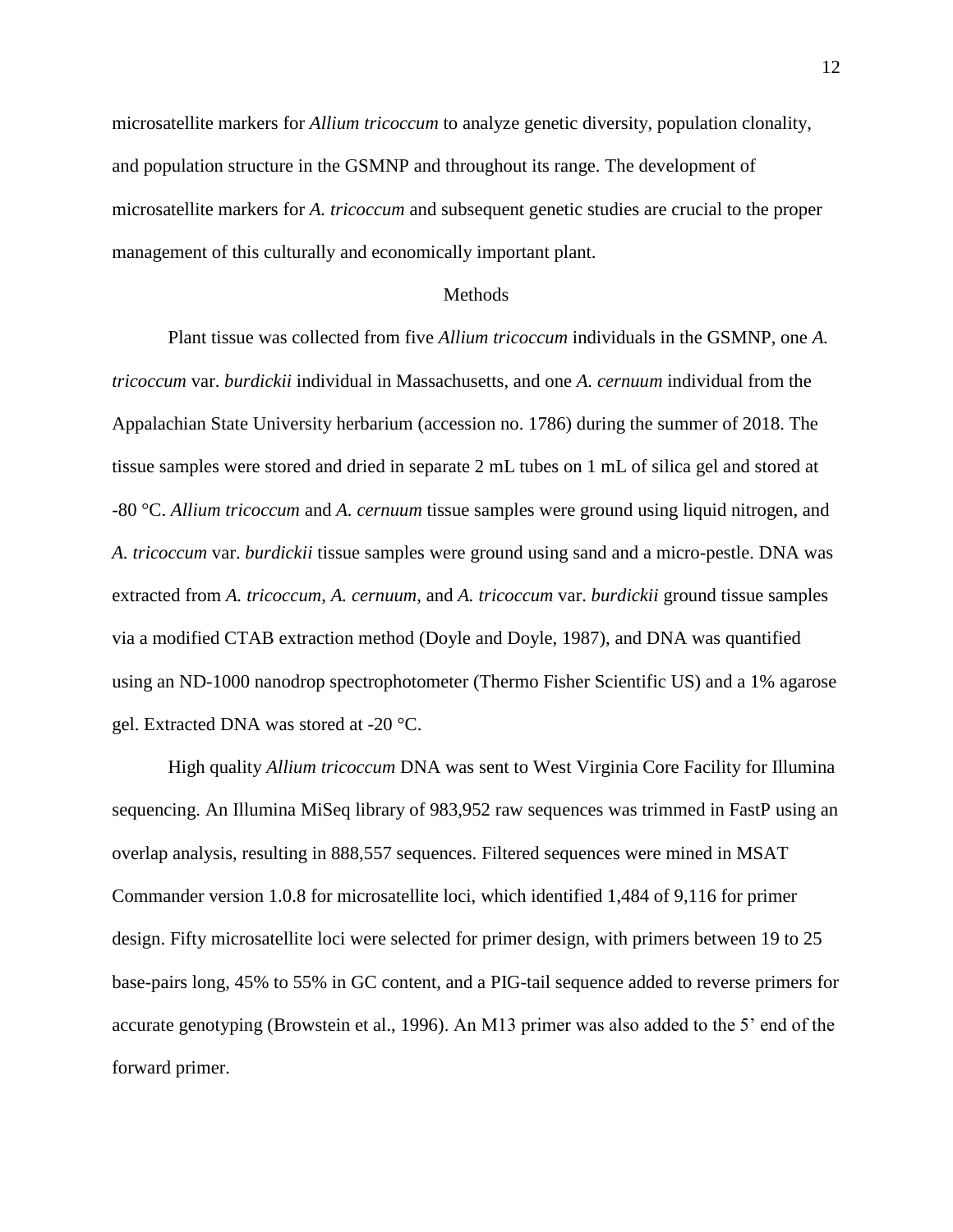microsatellite markers for *Allium tricoccum* to analyze genetic diversity, population clonality, and population structure in the GSMNP and throughout its range. The development of microsatellite markers for *A. tricoccum* and subsequent genetic studies are crucial to the proper management of this culturally and economically important plant.

## Methods

Plant tissue was collected from five *Allium tricoccum* individuals in the GSMNP, one *A. tricoccum* var. *burdickii* individual in Massachusetts, and one *A. cernuum* individual from the Appalachian State University herbarium (accession no. 1786) during the summer of 2018. The tissue samples were stored and dried in separate 2 mL tubes on 1 mL of silica gel and stored at -80 °C. *Allium tricoccum* and *A. cernuum* tissue samples were ground using liquid nitrogen, and *A. tricoccum* var. *burdickii* tissue samples were ground using sand and a micro-pestle. DNA was extracted from *A. tricoccum*, *A. cernuum*, and *A. tricoccum* var. *burdickii* ground tissue samples via a modified CTAB extraction method (Doyle and Doyle, 1987), and DNA was quantified using an ND-1000 nanodrop spectrophotometer (Thermo Fisher Scientific US) and a 1% agarose gel. Extracted DNA was stored at -20 °C.

High quality *Allium tricoccum* DNA was sent to West Virginia Core Facility for Illumina sequencing. An Illumina MiSeq library of 983,952 raw sequences was trimmed in FastP using an overlap analysis, resulting in 888,557 sequences. Filtered sequences were mined in MSAT Commander version 1.0.8 for microsatellite loci, which identified 1,484 of 9,116 for primer design. Fifty microsatellite loci were selected for primer design, with primers between 19 to 25 base-pairs long, 45% to 55% in GC content, and a PIG-tail sequence added to reverse primers for accurate genotyping (Browstein et al., 1996). An M13 primer was also added to the 5' end of the forward primer.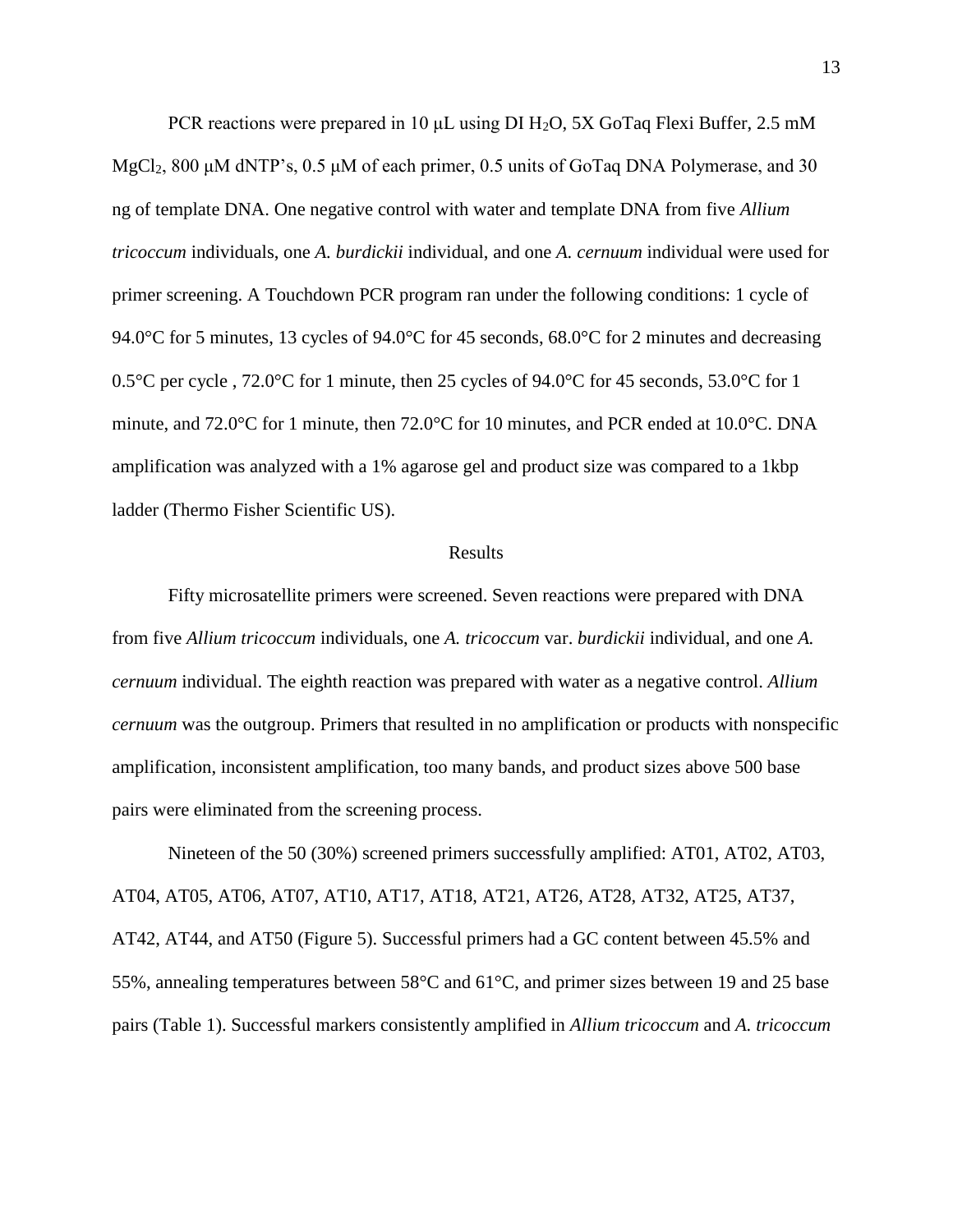PCR reactions were prepared in 10 μL using DI $H_2O$, 5X GoTaq Flexi Buffer, 2.5 mM $MgCl_2$, 800 μM dNTP's, 0.5 μM of each primer, 0.5 units of GoTaq DNA Polymerase, and 30 ng of template DNA. One negative control with water and template DNA from five *Allium tricoccum* individuals, one *A. burdickii* individual, and one *A. cernuum* individual were used for primer screening. A Touchdown PCR program ran under the following conditions: 1 cycle of 94.0°C for 5 minutes, 13 cycles of 94.0°C for 45 seconds, 68.0°C for 2 minutes and decreasing 0.5°C per cycle , 72.0°C for 1 minute, then 25 cycles of 94.0°C for 45 seconds, 53.0°C for 1 minute, and 72.0°C for 1 minute, then 72.0°C for 10 minutes, and PCR ended at 10.0°C. DNA amplification was analyzed with a 1% agarose gel and product size was compared to a 1kbp ladder (Thermo Fisher Scientific US).

## Results

Fifty microsatellite primers were screened. Seven reactions were prepared with DNA from five *Allium tricoccum* individuals, one *A. tricoccum* var. *burdickii* individual, and one *A. cernuum* individual. The eighth reaction was prepared with water as a negative control. *Allium cernuum* was the outgroup. Primers that resulted in no amplification or products with nonspecific amplification, inconsistent amplification, too many bands, and product sizes above 500 base pairs were eliminated from the screening process.

Nineteen of the 50 (30%) screened primers successfully amplified: AT01, AT02, AT03, AT04, AT05, AT06, AT07, AT10, AT17, AT18, AT21, AT26, AT28, AT32, AT25, AT37, AT42, AT44, and AT50 (Figure 5). Successful primers had a GC content between 45.5% and 55%, annealing temperatures between 58°C and 61°C, and primer sizes between 19 and 25 base pairs (Table 1). Successful markers consistently amplified in *Allium tricoccum* and *A. tricoccum*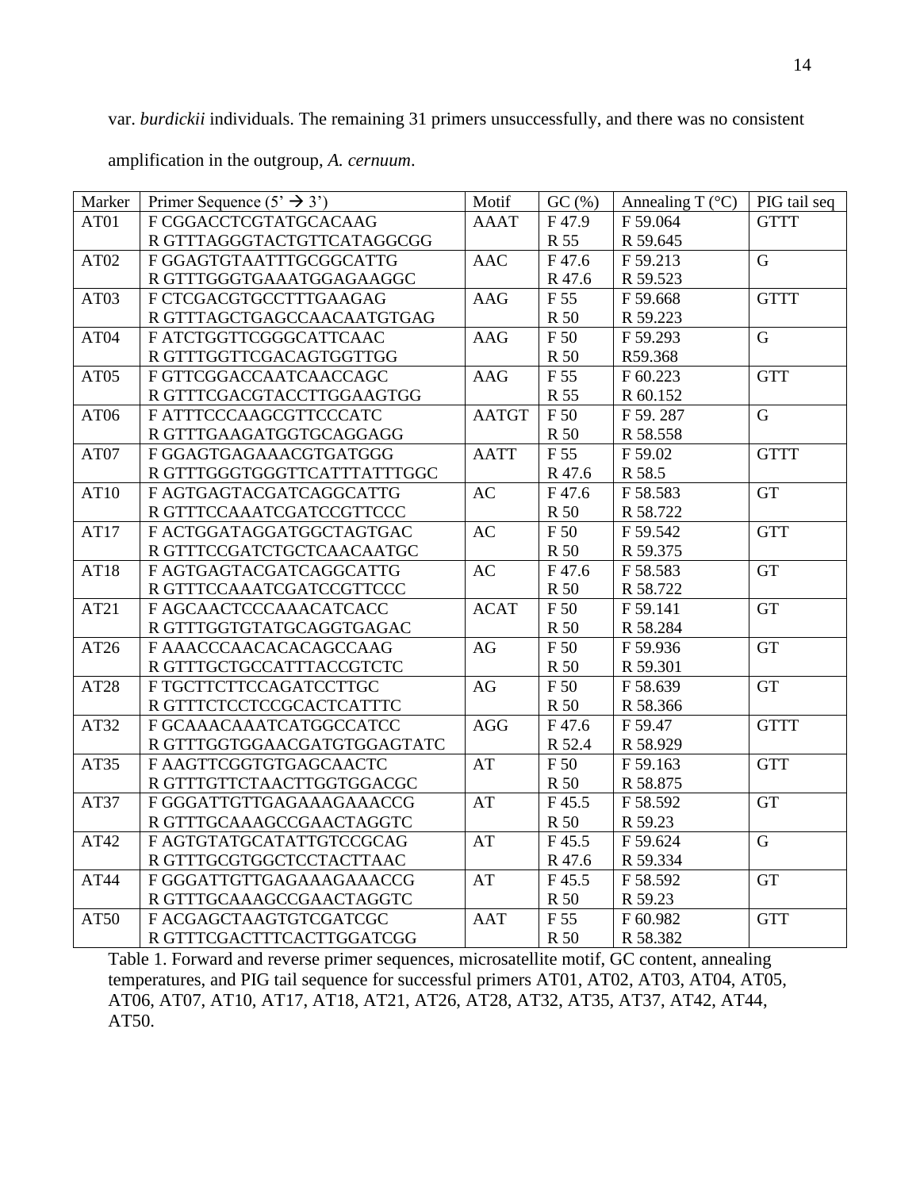var. *burdickii* individuals. The remaining 31 primers unsuccessfully, and there was no consistent amplification in the outgroup, *A. cernuum*.

| Marker | Primer Sequence (5' → 3') | Motif | GC (%) | Annealing T (°C) | PIG tail seq |
|---|---|---|---|---|---|
| AT01 | F CGGACCTCGTATGCACAAG<br>R GTTTAGGGTACTGTTCATAGGCGG | AAAT | F 47.9<br>R 55 | F 59.064<br>R 59.645 | GTTT |
| AT02 | F GGAGTGTAATTTGCGGCATTG<br>R GTTTGGGTGAAATGGAGAAGGC | AAC | F 47.6<br>R 47.6 | F 59.213<br>R 59.523 | G |
| AT03 | F CTCGACGTGCCTTTGAAGAG<br>R GTTTAGCTGAGCCAACAATGTGAG | AAG | F 55<br>R 50 | F 59.668<br>R 59.223 | GTTT |
| AT04 | F ATCTGGTTCGGGCATTCAAC<br>R GTTTGGTTCGACAGTGGTTGG | AAG | F 50<br>R 50 | F 59.293<br>R59.368 | G |
| AT05 | F GTTCGGACCAATCAACCAGC<br>R GTTTCGACGTACCTTGGAAGTGG | AAG | F 55<br>R 55 | F 60.223<br>R 60.152 | GTT |
| AT06 | F ATTTCCCAAGCGTTCCCATC<br>R GTTTGAAGATGGTGCAGGAGG | AATGT | F 50<br>R 50 | F 59. 287<br>R 58.558 | G |
| AT07 | F GGAGTGAGAAACGTGATGGG<br>R GTTTGGGTGGGTTCATTTATTTGGC | AATT | F 55<br>R 47.6 | F 59.02<br>R 58.5 | GTTT |
| AT10 | F AGTGAGTACGATCAGGCATTG<br>R GTTTCCAAATCGATCCGTTCCC | AC | F 47.6<br>R 50 | F 58.583<br>R 58.722 | GT |
| AT17 | F ACTGGATAGGATGGCTAGTGAC<br>R GTTTCCGATCTGCTCAACAATGC | AC | F 50<br>R 50 | F 59.542<br>R 59.375 | GTT |
| AT18 | F AGTGAGTACGATCAGGCATTG<br>R GTTTCCAAATCGATCCGTTCCC | AC | F 47.6<br>R 50 | F 58.583<br>R 58.722 | GT |
| AT21 | F AGCAACTCCCAAACATCACC<br>R GTTTGGTGTATGCAGGTGAGAC | ACAT | F 50<br>R 50 | F 59.141<br>R 58.284 | GT |
| AT26 | F AAACCCAACACACAGCCAAG<br>R GTTTGCTGCCATTTACCGTCTC | AG | F 50<br>R 50 | F 59.936<br>R 59.301 | GT |
| AT28 | F TGCTTCTTCCAGATCCTTGC<br>R GTTTCTCCTCCGCACTCATTTC | AG | F 50<br>R 50 | F 58.639<br>R 58.366 | GT |
| AT32 | F GCAAACAAATCATGGCCATCC<br>R GTTTGGTGGAACGATGTGGAGTATC | AGG | F 47.6<br>R 52.4 | F 59.47<br>R 58.929 | GTTT |
| AT35 | F AAGTTCGGTGTGAGCAACTC<br>R GTTTGTTCTAACTTGGTGGACGC | AT | F 50<br>R 50 | F 59.163<br>R 58.875 | GTT |
| AT37 | F GGGATTGTTGAGAAAGAAACCG<br>R GTTTGCAAAGCCGAACTAGGTC | AT | F 45.5<br>R 50 | F 58.592<br>R 59.23 | GT |
| AT42 | F AGTGTATGCATATTGTCCGCAG<br>R GTTTGCGTGGCTCCTACTTAAC | AT | F 45.5<br>R 47.6 | F 59.624<br>R 59.334 | G |
| AT44 | F GGGATTGTTGAGAAAGAAACCG<br>R GTTTGCAAAGCCGAACTAGGTC | AT | F 45.5<br>R 50 | F 58.592<br>R 59.23 | GT |
| AT50 | F ACGAGCTAAGTGTCGATCGC<br>R GTTTCGACTTTCACTTGGATCGG | AAT | F 55<br>R 50 | F 60.982<br>R 58.382 | GTT |

Table 1. Forward and reverse primer sequences, microsatellite motif, GC content, annealing temperatures, and PIG tail sequence for successful primers AT01, AT02, AT03, AT04, AT05, AT06, AT07, AT10, AT17, AT18, AT21, AT26, AT28, AT32, AT35, AT37, AT42, AT44, AT50.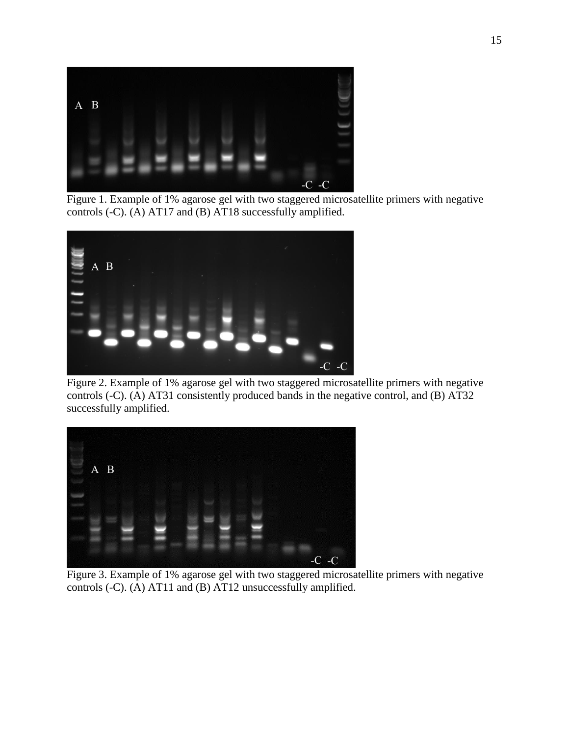Figure 1. Example of 1% agarose gel with two staggered microsatellite primers with negative controls (-C). (A) AT17 and (B) AT18 successfully amplified.

Figure 2. Example of 1% agarose gel with two staggered microsatellite primers with negative controls (-C). (A) AT31 consistently produced bands in the negative control, and (B) AT32 successfully amplified.

Figure 3. Example of 1% agarose gel with two staggered microsatellite primers with negative controls (-C). (A) AT11 and (B) AT12 unsuccessfully amplified.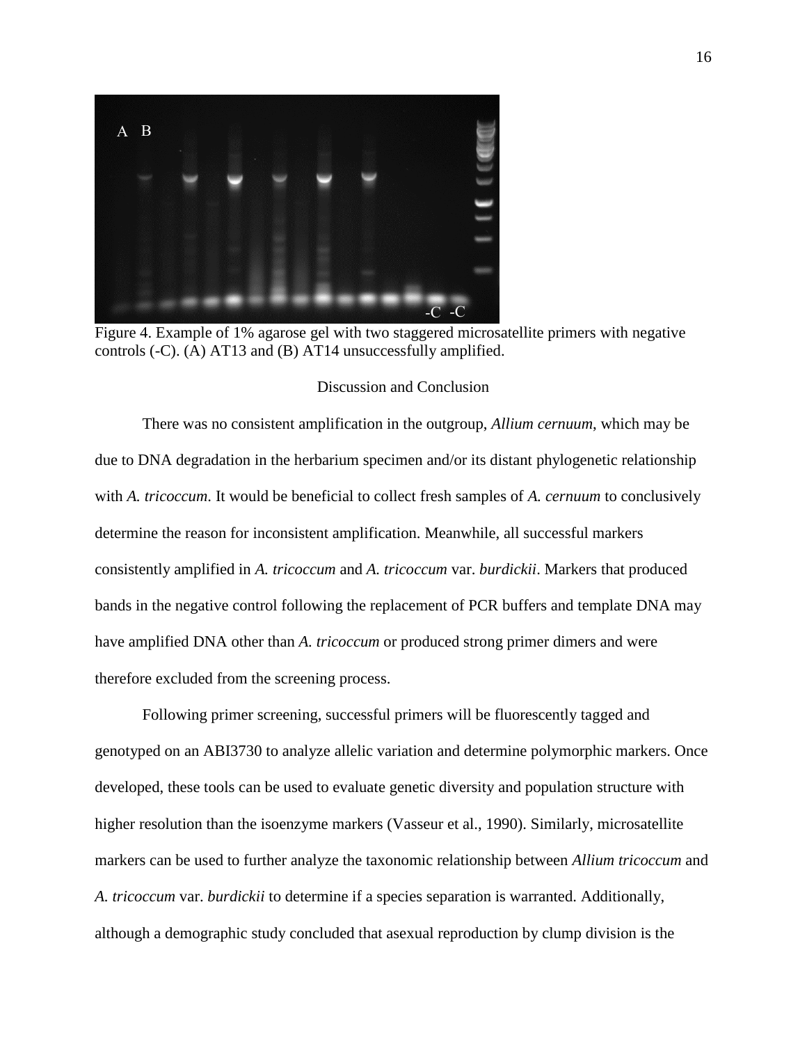Figure 4. Example of 1% agarose gel with two staggered microsatellite primers with negative controls (-C). (A) AT13 and (B) AT14 unsuccessfully amplified.

## Discussion and Conclusion

There was no consistent amplification in the outgroup, *Allium cernuum*, which may be due to DNA degradation in the herbarium specimen and/or its distant phylogenetic relationship with *A. tricoccum*. It would be beneficial to collect fresh samples of *A. cernuum* to conclusively determine the reason for inconsistent amplification. Meanwhile, all successful markers consistently amplified in *A. tricoccum* and *A. tricoccum* var. *burdickii*. Markers that produced bands in the negative control following the replacement of PCR buffers and template DNA may have amplified DNA other than *A. tricoccum* or produced strong primer dimers and were therefore excluded from the screening process.

Following primer screening, successful primers will be fluorescently tagged and genotyped on an ABI3730 to analyze allelic variation and determine polymorphic markers. Once developed, these tools can be used to evaluate genetic diversity and population structure with higher resolution than the isoenzyme markers (Vasseur et al., 1990). Similarly, microsatellite markers can be used to further analyze the taxonomic relationship between *Allium tricoccum* and *A. tricoccum* var. *burdickii* to determine if a species separation is warranted. Additionally, although a demographic study concluded that asexual reproduction by clump division is the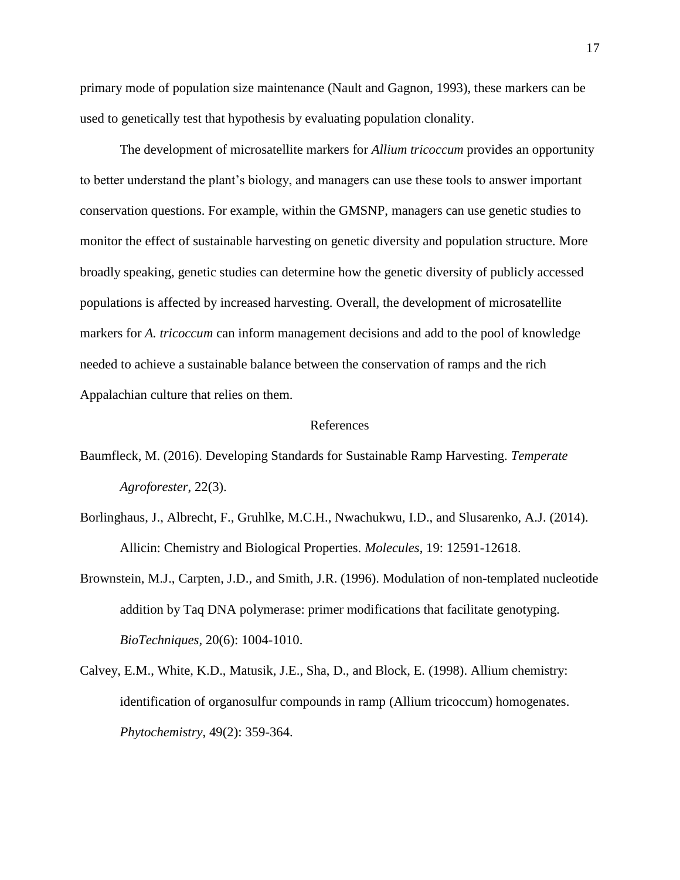primary mode of population size maintenance (Nault and Gagnon, 1993), these markers can be used to genetically test that hypothesis by evaluating population clonality.

The development of microsatellite markers for *Allium tricoccum* provides an opportunity to better understand the plant's biology, and managers can use these tools to answer important conservation questions. For example, within the GMSNP, managers can use genetic studies to monitor the effect of sustainable harvesting on genetic diversity and population structure. More broadly speaking, genetic studies can determine how the genetic diversity of publicly accessed populations is affected by increased harvesting. Overall, the development of microsatellite markers for *A. tricoccum* can inform management decisions and add to the pool of knowledge needed to achieve a sustainable balance between the conservation of ramps and the rich Appalachian culture that relies on them.

## References

Baumfleck, M. (2016). Developing Standards for Sustainable Ramp Harvesting. *Temperate Agroforester*, 22(3).

Borlinghaus, J., Albrecht, F., Gruhlke, M.C.H., Nwachukwu, I.D., and Slusarenko, A.J. (2014). Allicin: Chemistry and Biological Properties. *Molecules*, 19: 12591-12618.

Brownstein, M.J., Carpten, J.D., and Smith, J.R. (1996). Modulation of non-templated nucleotide addition by Taq DNA polymerase: primer modifications that facilitate genotyping. *BioTechniques*, 20(6): 1004-1010.

Calvey, E.M., White, K.D., Matusik, J.E., Sha, D., and Block, E. (1998). Allium chemistry: identification of organosulfur compounds in ramp (Allium tricoccum) homogenates. *Phytochemistry*, 49(2): 359-364.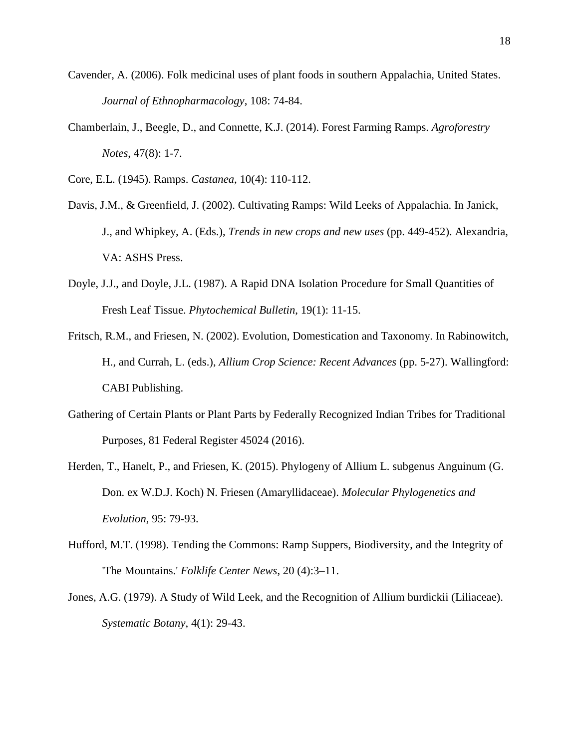Cavender, A. (2006). Folk medicinal uses of plant foods in southern Appalachia, United States. *Journal of Ethnopharmacology*, 108: 74-84.

Chamberlain, J., Beegle, D., and Connette, K.J. (2014). Forest Farming Ramps. *Agroforestry Notes*, 47(8): 1-7.

Core, E.L. (1945). Ramps. *Castanea*, 10(4): 110-112.

Davis, J.M., & Greenfield, J. (2002). Cultivating Ramps: Wild Leeks of Appalachia. In Janick, J., and Whipkey, A. (Eds.), *Trends in new crops and new uses* (pp. 449-452). Alexandria, VA: ASHS Press.

Doyle, J.J., and Doyle, J.L. (1987). A Rapid DNA Isolation Procedure for Small Quantities of Fresh Leaf Tissue. *Phytochemical Bulletin*, 19(1): 11-15.

Fritsch, R.M., and Friesen, N. (2002). Evolution, Domestication and Taxonomy. In Rabinowitch, H., and Currah, L. (eds.), *Allium Crop Science: Recent Advances* (pp. 5-27). Wallingford: CABI Publishing.

Gathering of Certain Plants or Plant Parts by Federally Recognized Indian Tribes for Traditional Purposes, 81 Federal Register 45024 (2016).

Herden, T., Hanelt, P., and Friesen, K. (2015). Phylogeny of Allium L. subgenus Anguinum (G. Don. ex W.D.J. Koch) N. Friesen (Amaryllidaceae). *Molecular Phylogenetics and Evolution*, 95: 79-93.

Hufford, M.T. (1998). Tending the Commons: Ramp Suppers, Biodiversity, and the Integrity of 'The Mountains.' *Folklife Center News*, 20 (4):3–11.

Jones, A.G. (1979). A Study of Wild Leek, and the Recognition of Allium burdickii (Liliaceae). *Systematic Botany*, 4(1): 29-43.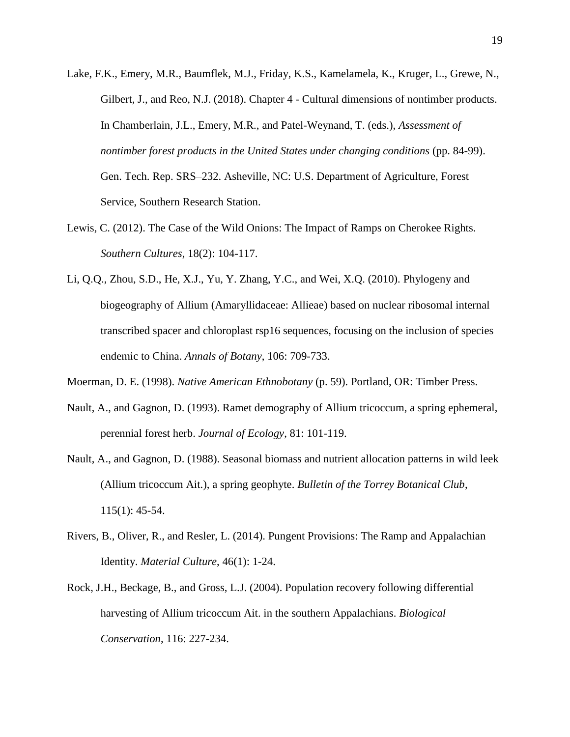Lake, F.K., Emery, M.R., Baumflek, M.J., Friday, K.S., Kamelamela, K., Kruger, L., Grewe, N., Gilbert, J., and Reo, N.J. (2018). Chapter 4 - Cultural dimensions of nontimber products. In Chamberlain, J.L., Emery, M.R., and Patel-Weynand, T. (eds.), *Assessment of nontimber forest products in the United States under changing conditions* (pp. 84-99). Gen. Tech. Rep. SRS–232. Asheville, NC: U.S. Department of Agriculture, Forest Service, Southern Research Station.

Lewis, C. (2012). The Case of the Wild Onions: The Impact of Ramps on Cherokee Rights. *Southern Cultures*, 18(2): 104-117.

Li, Q.Q., Zhou, S.D., He, X.J., Yu, Y. Zhang, Y.C., and Wei, X.Q. (2010). Phylogeny and biogeography of Allium (Amaryllidaceae: Allieae) based on nuclear ribosomal internal transcribed spacer and chloroplast rsp16 sequences, focusing on the inclusion of species endemic to China. *Annals of Botany*, 106: 709-733.

Moerman, D. E. (1998). *Native American Ethnobotany* (p. 59). Portland, OR: Timber Press.

Nault, A., and Gagnon, D. (1993). Ramet demography of Allium tricoccum, a spring ephemeral, perennial forest herb. *Journal of Ecology*, 81: 101-119.

Nault, A., and Gagnon, D. (1988). Seasonal biomass and nutrient allocation patterns in wild leek (Allium tricoccum Ait.), a spring geophyte. *Bulletin of the Torrey Botanical Club*, 115(1): 45-54.

Rivers, B., Oliver, R., and Resler, L. (2014). Pungent Provisions: The Ramp and Appalachian Identity. *Material Culture*, 46(1): 1-24.

Rock, J.H., Beckage, B., and Gross, L.J. (2004). Population recovery following differential harvesting of Allium tricoccum Ait. in the southern Appalachians. *Biological Conservation*, 116: 227-234.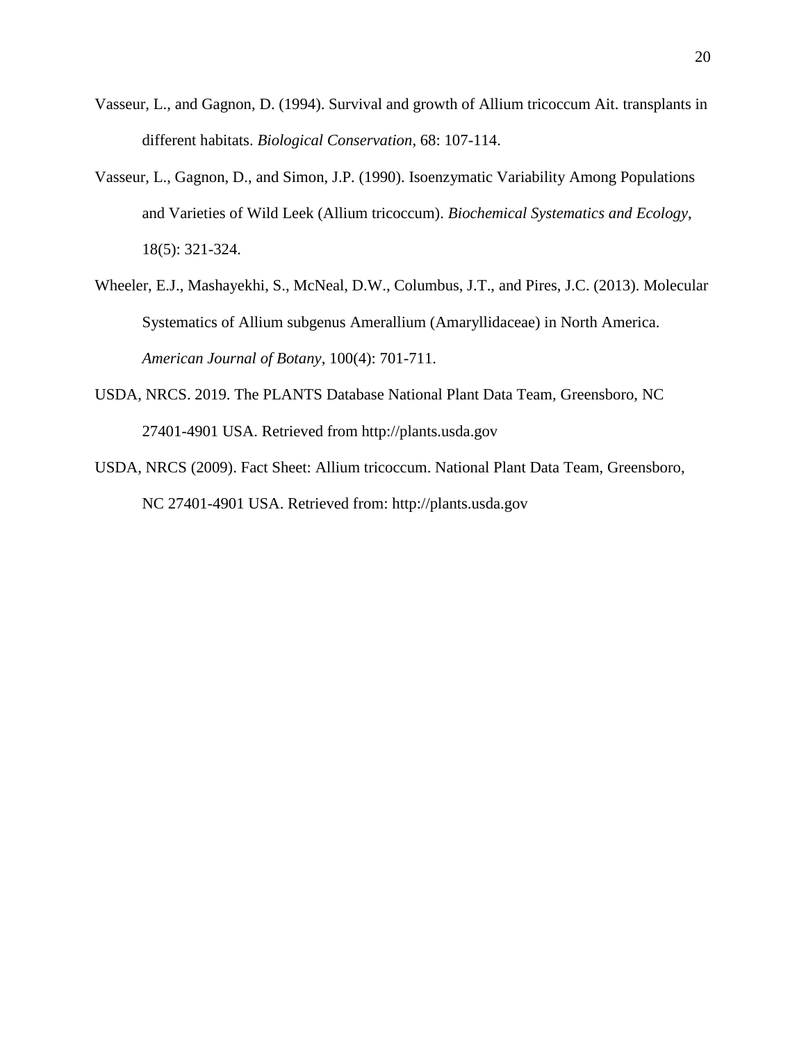Vasseur, L., and Gagnon, D. (1994). Survival and growth of Allium tricoccum Ait. transplants in different habitats. *Biological Conservation*, 68: 107-114.

Vasseur, L., Gagnon, D., and Simon, J.P. (1990). Isoenzymatic Variability Among Populations and Varieties of Wild Leek (Allium tricoccum). *Biochemical Systematics and Ecology*, 18(5): 321-324.

Wheeler, E.J., Mashayekhi, S., McNeal, D.W., Columbus, J.T., and Pires, J.C. (2013). Molecular Systematics of Allium subgenus Amerallium (Amaryllidaceae) in North America. *American Journal of Botany*, 100(4): 701-711.

USDA, NRCS. 2019. The PLANTS Database National Plant Data Team, Greensboro, NC 27401-4901 USA. Retrieved from http://plants.usda.gov

USDA, NRCS (2009). Fact Sheet: Allium tricoccum. National Plant Data Team, Greensboro, NC 27401-4901 USA. Retrieved from: http://plants.usda.gov